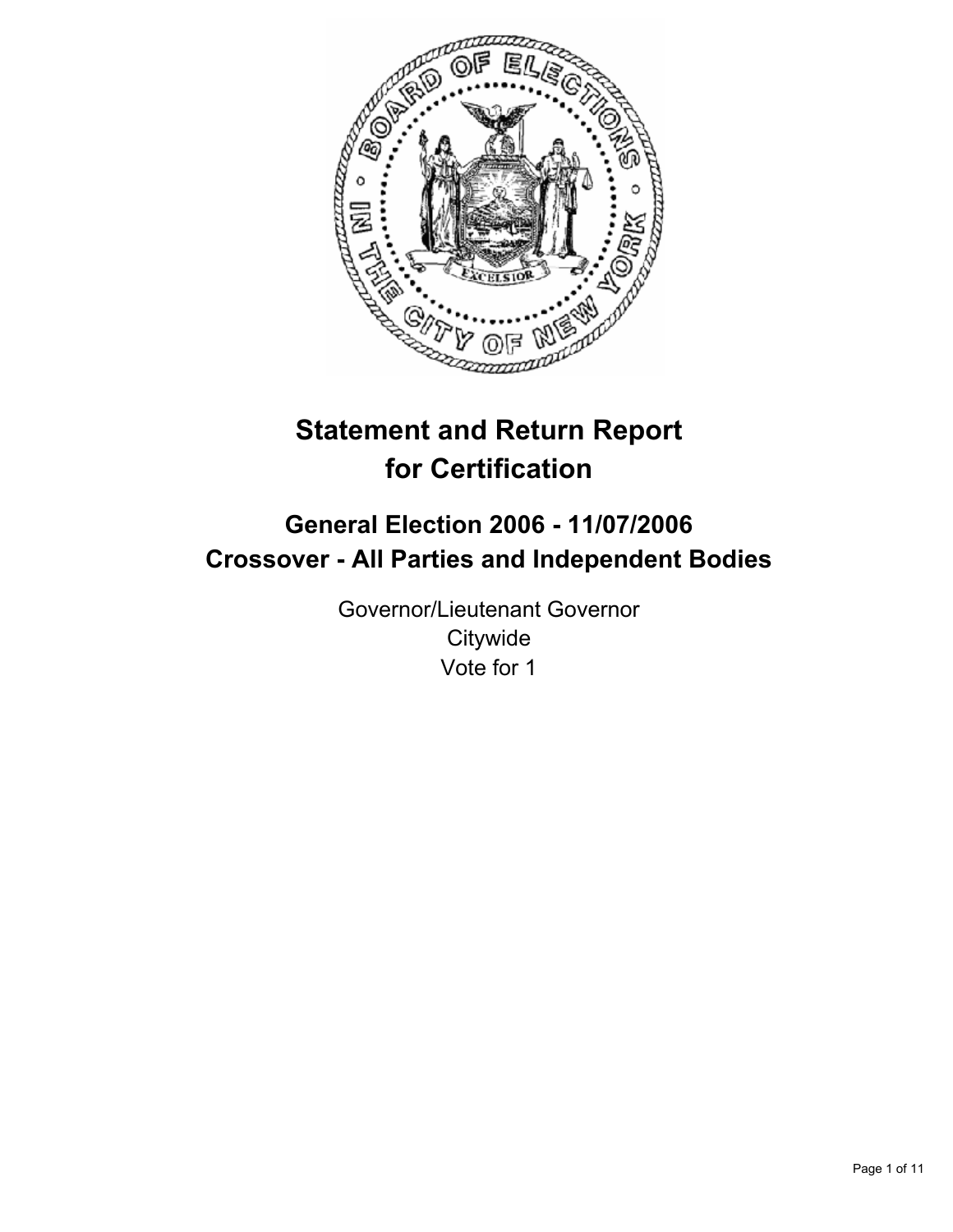# Statement and Return Report for Certification

## General Election 2006 - 11/07/2006
## Crossover - All Parties and Independent Bodies

Governor/Lieutenant Governor
Citywide
Vote for 1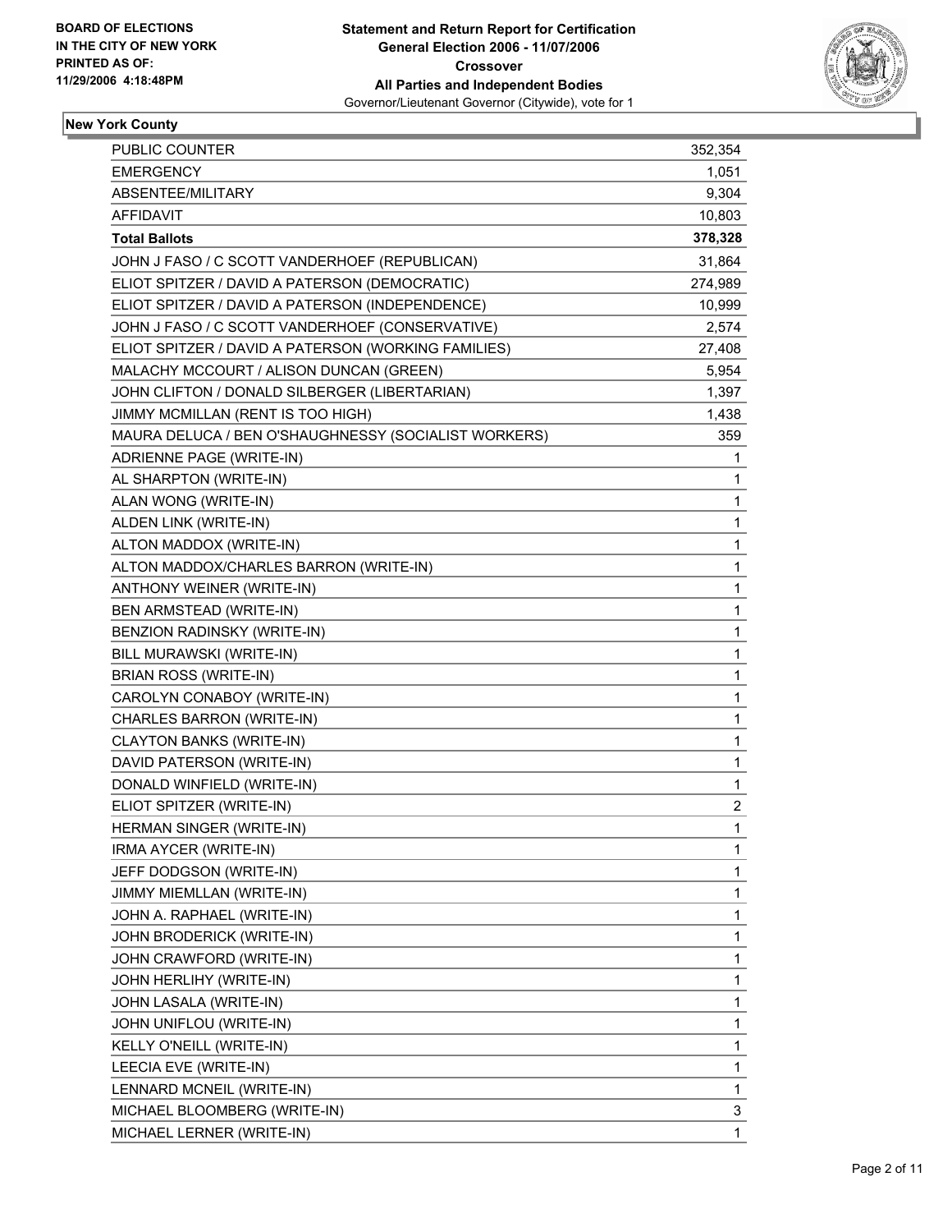**BOARD OF ELECTIONS IN THE CITY OF NEW YORK PRINTED AS OF: 11/29/2006 4:18:48PM**

**Statement and Return Report for Certification General Election 2006 - 11/07/2006 Crossover All Parties and Independent Bodies**
Governor/Lieutenant Governor (Citywide), vote for 1

## New York County

| | |
|---|---|
| PUBLIC COUNTER | 352,354 |
| EMERGENCY | 1,051 |
| ABSENTEE/MILITARY | 9,304 |
| AFFIDAVIT | 10,803 |
| **Total Ballots** | **378,328** |
| JOHN J FASO / C SCOTT VANDERHOEF (REPUBLICAN) | 31,864 |
| ELIOT SPITZER / DAVID A PATERSON (DEMOCRATIC) | 274,989 |
| ELIOT SPITZER / DAVID A PATERSON (INDEPENDENCE) | 10,999 |
| JOHN J FASO / C SCOTT VANDERHOEF (CONSERVATIVE) | 2,574 |
| ELIOT SPITZER / DAVID A PATERSON (WORKING FAMILIES) | 27,408 |
| MALACHY MCCOURT / ALISON DUNCAN (GREEN) | 5,954 |
| JOHN CLIFTON / DONALD SILBERGER (LIBERTARIAN) | 1,397 |
| JIMMY MCMILLAN (RENT IS TOO HIGH) | 1,438 |
| MAURA DELUCA / BEN O'SHAUGHNESSY (SOCIALIST WORKERS) | 359 |
| ADRIENNE PAGE (WRITE-IN) | 1 |
| AL SHARPTON (WRITE-IN) | 1 |
| ALAN WONG (WRITE-IN) | 1 |
| ALDEN LINK (WRITE-IN) | 1 |
| ALTON MADDOX (WRITE-IN) | 1 |
| ALTON MADDOX/CHARLES BARRON (WRITE-IN) | 1 |
| ANTHONY WEINER (WRITE-IN) | 1 |
| BEN ARMSTEAD (WRITE-IN) | 1 |
| BENZION RADINSKY (WRITE-IN) | 1 |
| BILL MURAWSKI (WRITE-IN) | 1 |
| BRIAN ROSS (WRITE-IN) | 1 |
| CAROLYN CONABOY (WRITE-IN) | 1 |
| CHARLES BARRON (WRITE-IN) | 1 |
| CLAYTON BANKS (WRITE-IN) | 1 |
| DAVID PATERSON (WRITE-IN) | 1 |
| DONALD WINFIELD (WRITE-IN) | 1 |
| ELIOT SPITZER (WRITE-IN) | 2 |
| HERMAN SINGER (WRITE-IN) | 1 |
| IRMA AYCER (WRITE-IN) | 1 |
| JEFF DODGSON (WRITE-IN) | 1 |
| JIMMY MIEMLLAN (WRITE-IN) | 1 |
| JOHN A. RAPHAEL (WRITE-IN) | 1 |
| JOHN BRODERICK (WRITE-IN) | 1 |
| JOHN CRAWFORD (WRITE-IN) | 1 |
| JOHN HERLIHY (WRITE-IN) | 1 |
| JOHN LASALA (WRITE-IN) | 1 |
| JOHN UNIFLOU (WRITE-IN) | 1 |
| KELLY O'NEILL (WRITE-IN) | 1 |
| LEECIA EVE (WRITE-IN) | 1 |
| LENNARD MCNEIL (WRITE-IN) | 1 |
| MICHAEL BLOOMBERG (WRITE-IN) | 3 |
| MICHAEL LERNER (WRITE-IN) | 1 |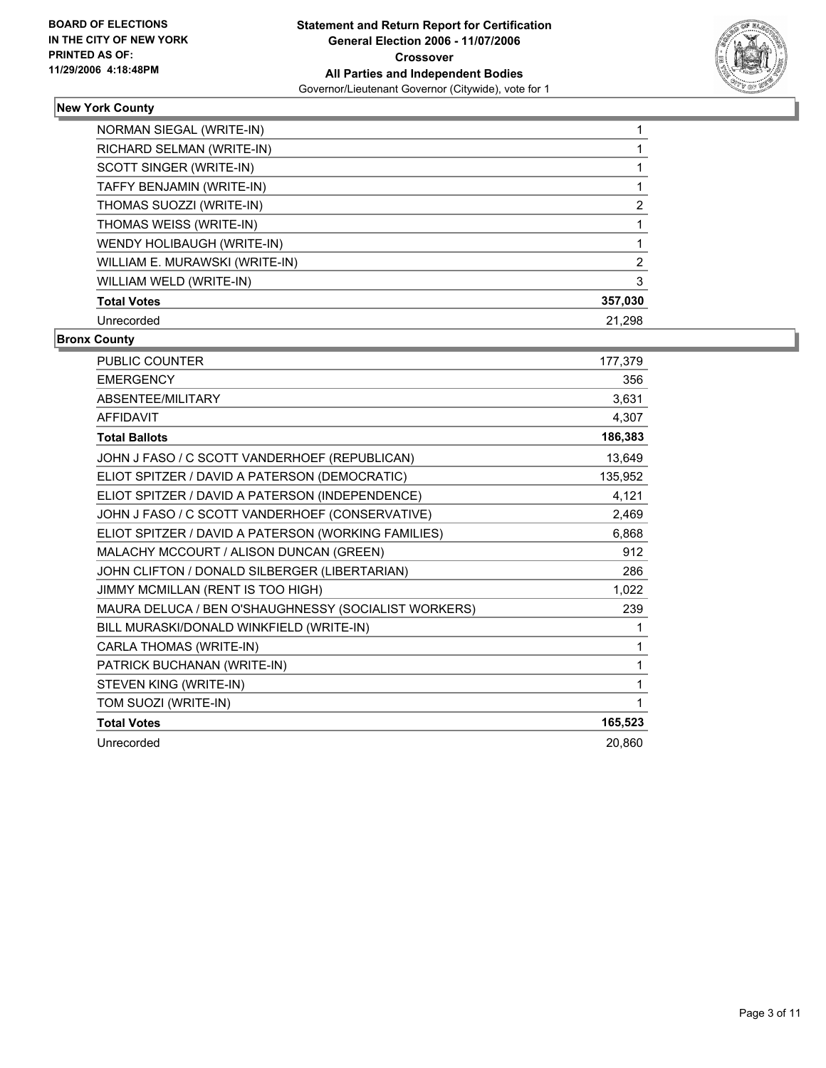**BOARD OF ELECTIONS IN THE CITY OF NEW YORK PRINTED AS OF: 11/29/2006 4:18:48PM**

# Statement and Return Report for Certification
## General Election 2006 - 11/07/2006
## Crossover
## All Parties and Independent Bodies
Governor/Lieutenant Governor (Citywide), vote for 1

### New York County

| | |
|---|---|
| NORMAN SIEGAL (WRITE-IN) | 1 |
| RICHARD SELMAN (WRITE-IN) | 1 |
| SCOTT SINGER (WRITE-IN) | 1 |
| TAFFY BENJAMIN (WRITE-IN) | 1 |
| THOMAS SUOZZI (WRITE-IN) | 2 |
| THOMAS WEISS (WRITE-IN) | 1 |
| WENDY HOLIBAUGH (WRITE-IN) | 1 |
| WILLIAM E. MURAWSKI (WRITE-IN) | 2 |
| WILLIAM WELD (WRITE-IN) | 3 |
| **Total Votes** | **357,030** |
| Unrecorded | 21,298 |

### Bronx County

| | |
|---|---|
| PUBLIC COUNTER | 177,379 |
| EMERGENCY | 356 |
| ABSENTEE/MILITARY | 3,631 |
| AFFIDAVIT | 4,307 |
| **Total Ballots** | **186,383** |
| JOHN J FASO / C SCOTT VANDERHOEF (REPUBLICAN) | 13,649 |
| ELIOT SPITZER / DAVID A PATERSON (DEMOCRATIC) | 135,952 |
| ELIOT SPITZER / DAVID A PATERSON (INDEPENDENCE) | 4,121 |
| JOHN J FASO / C SCOTT VANDERHOEF (CONSERVATIVE) | 2,469 |
| ELIOT SPITZER / DAVID A PATERSON (WORKING FAMILIES) | 6,868 |
| MALACHY MCCOURT / ALISON DUNCAN (GREEN) | 912 |
| JOHN CLIFTON / DONALD SILBERGER (LIBERTARIAN) | 286 |
| JIMMY MCMILLAN (RENT IS TOO HIGH) | 1,022 |
| MAURA DELUCA / BEN O'SHAUGHNESSY (SOCIALIST WORKERS) | 239 |
| BILL MURASKI/DONALD WINKFIELD (WRITE-IN) | 1 |
| CARLA THOMAS (WRITE-IN) | 1 |
| PATRICK BUCHANAN (WRITE-IN) | 1 |
| STEVEN KING (WRITE-IN) | 1 |
| TOM SUOZI (WRITE-IN) | 1 |
| **Total Votes** | **165,523** |
| Unrecorded | 20,860 |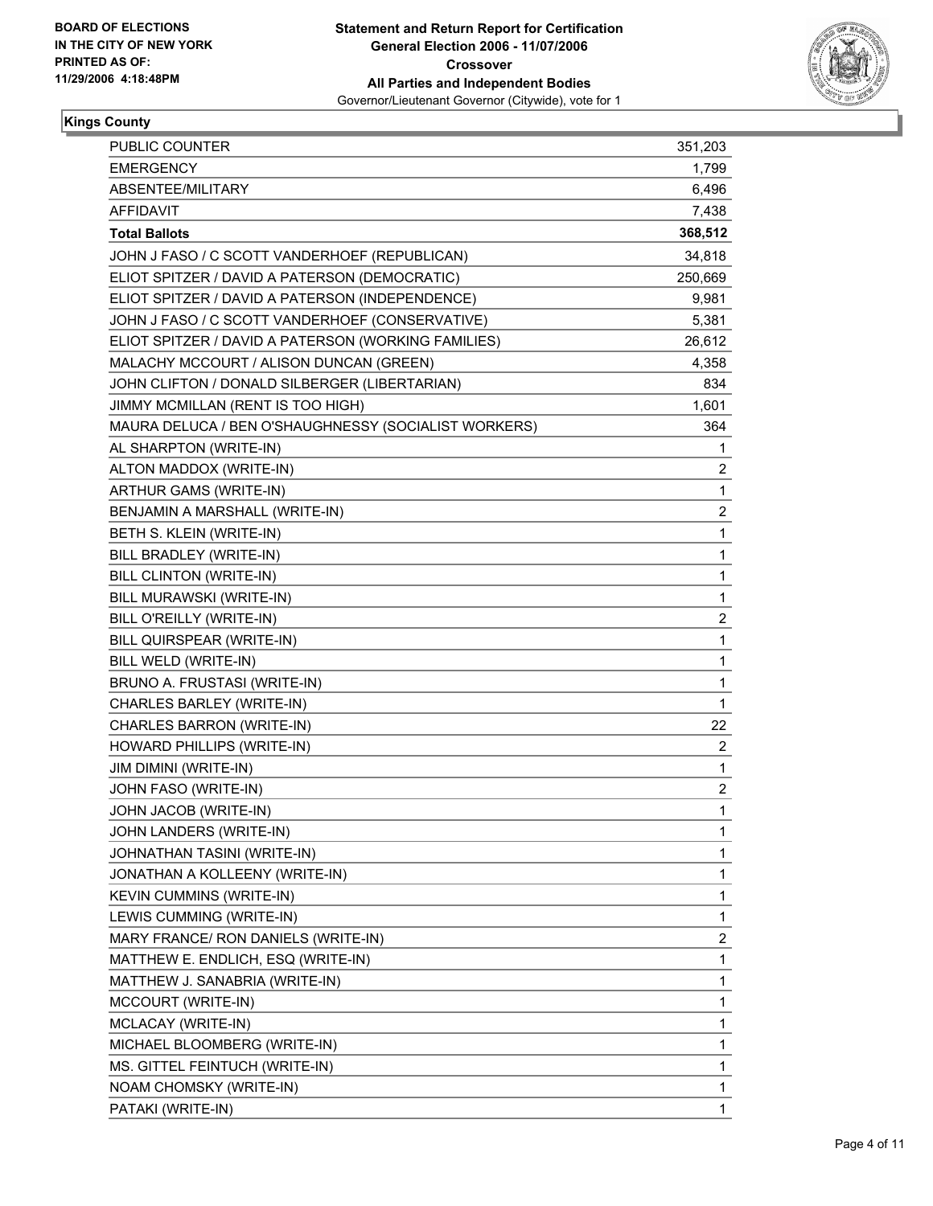**BOARD OF ELECTIONS IN THE CITY OF NEW YORK PRINTED AS OF: 11/29/2006 4:18:48PM**

**Statement and Return Report for Certification General Election 2006 - 11/07/2006 Crossover All Parties and Independent Bodies**

Governor/Lieutenant Governor (Citywide), vote for 1

## Kings County

| | |
|---|---|
| PUBLIC COUNTER | 351,203 |
| EMERGENCY | 1,799 |
| ABSENTEE/MILITARY | 6,496 |
| AFFIDAVIT | 7,438 |
| **Total Ballots** | **368,512** |
| JOHN J FASO / C SCOTT VANDERHOEF (REPUBLICAN) | 34,818 |
| ELIOT SPITZER / DAVID A PATERSON (DEMOCRATIC) | 250,669 |
| ELIOT SPITZER / DAVID A PATERSON (INDEPENDENCE) | 9,981 |
| JOHN J FASO / C SCOTT VANDERHOEF (CONSERVATIVE) | 5,381 |
| ELIOT SPITZER / DAVID A PATERSON (WORKING FAMILIES) | 26,612 |
| MALACHY MCCOURT / ALISON DUNCAN (GREEN) | 4,358 |
| JOHN CLIFTON / DONALD SILBERGER (LIBERTARIAN) | 834 |
| JIMMY MCMILLAN (RENT IS TOO HIGH) | 1,601 |
| MAURA DELUCA / BEN O'SHAUGHNESSY (SOCIALIST WORKERS) | 364 |
| AL SHARPTON (WRITE-IN) | 1 |
| ALTON MADDOX (WRITE-IN) | 2 |
| ARTHUR GAMS (WRITE-IN) | 1 |
| BENJAMIN A MARSHALL (WRITE-IN) | 2 |
| BETH S. KLEIN (WRITE-IN) | 1 |
| BILL BRADLEY (WRITE-IN) | 1 |
| BILL CLINTON (WRITE-IN) | 1 |
| BILL MURAWSKI (WRITE-IN) | 1 |
| BILL O'REILLY (WRITE-IN) | 2 |
| BILL QUIRSPEAR (WRITE-IN) | 1 |
| BILL WELD (WRITE-IN) | 1 |
| BRUNO A. FRUSTASI (WRITE-IN) | 1 |
| CHARLES BARLEY (WRITE-IN) | 1 |
| CHARLES BARRON (WRITE-IN) | 22 |
| HOWARD PHILLIPS (WRITE-IN) | 2 |
| JIM DIMINI (WRITE-IN) | 1 |
| JOHN FASO (WRITE-IN) | 2 |
| JOHN JACOB (WRITE-IN) | 1 |
| JOHN LANDERS (WRITE-IN) | 1 |
| JOHNATHAN TASINI (WRITE-IN) | 1 |
| JONATHAN A KOLLEENY (WRITE-IN) | 1 |
| KEVIN CUMMINS (WRITE-IN) | 1 |
| LEWIS CUMMING (WRITE-IN) | 1 |
| MARY FRANCE/ RON DANIELS (WRITE-IN) | 2 |
| MATTHEW E. ENDLICH, ESQ (WRITE-IN) | 1 |
| MATTHEW J. SANABRIA (WRITE-IN) | 1 |
| MCCOURT (WRITE-IN) | 1 |
| MCLACAY (WRITE-IN) | 1 |
| MICHAEL BLOOMBERG (WRITE-IN) | 1 |
| MS. GITTEL FEINTUCH (WRITE-IN) | 1 |
| NOAM CHOMSKY (WRITE-IN) | 1 |
| PATAKI (WRITE-IN) | 1 |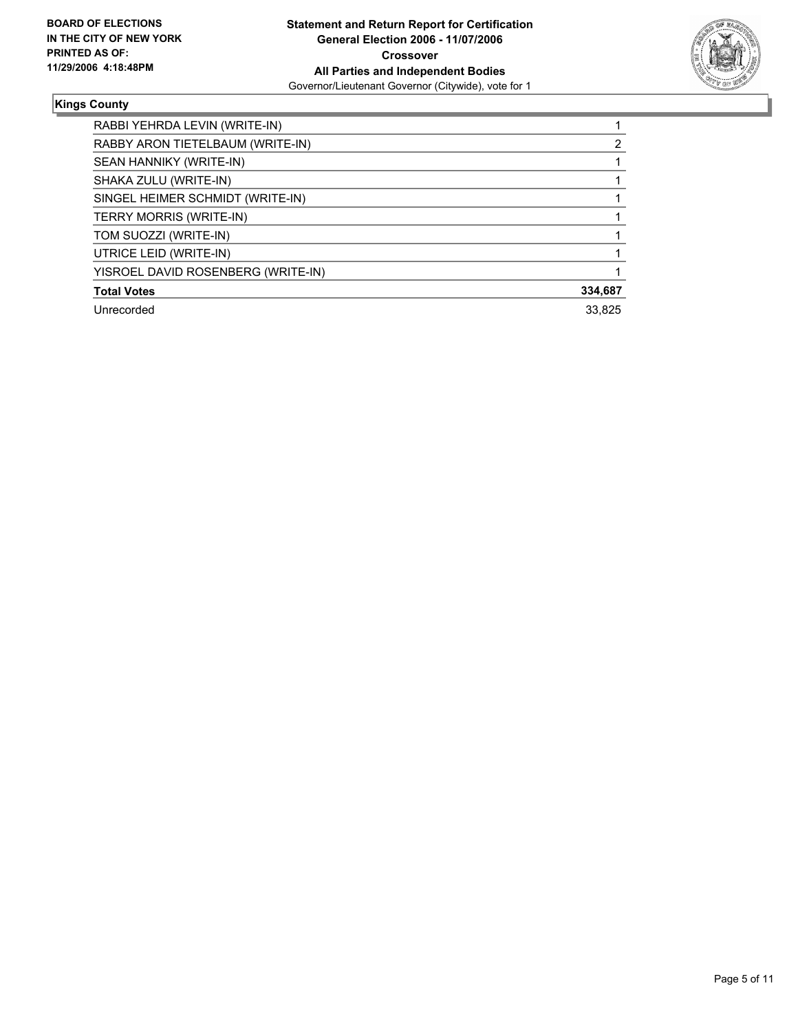**BOARD OF ELECTIONS IN THE CITY OF NEW YORK PRINTED AS OF: 11/29/2006 4:18:48PM**

**Statement and Return Report for Certification**
**General Election 2006 - 11/07/2006**
**Crossover**
**All Parties and Independent Bodies**
Governor/Lieutenant Governor (Citywide), vote for 1

## Kings County

| | |
|---|---|
| RABBI YEHRDA LEVIN (WRITE-IN) | 1 |
| RABBY ARON TIETELBAUM (WRITE-IN) | 2 |
| SEAN HANNIKY (WRITE-IN) | 1 |
| SHAKA ZULU (WRITE-IN) | 1 |
| SINGEL HEIMER SCHMIDT (WRITE-IN) | 1 |
| TERRY MORRIS (WRITE-IN) | 1 |
| TOM SUOZZI (WRITE-IN) | 1 |
| UTRICE LEID (WRITE-IN) | 1 |
| YISROEL DAVID ROSENBERG (WRITE-IN) | 1 |
| **Total Votes** | **334,687** |
| Unrecorded | 33,825 |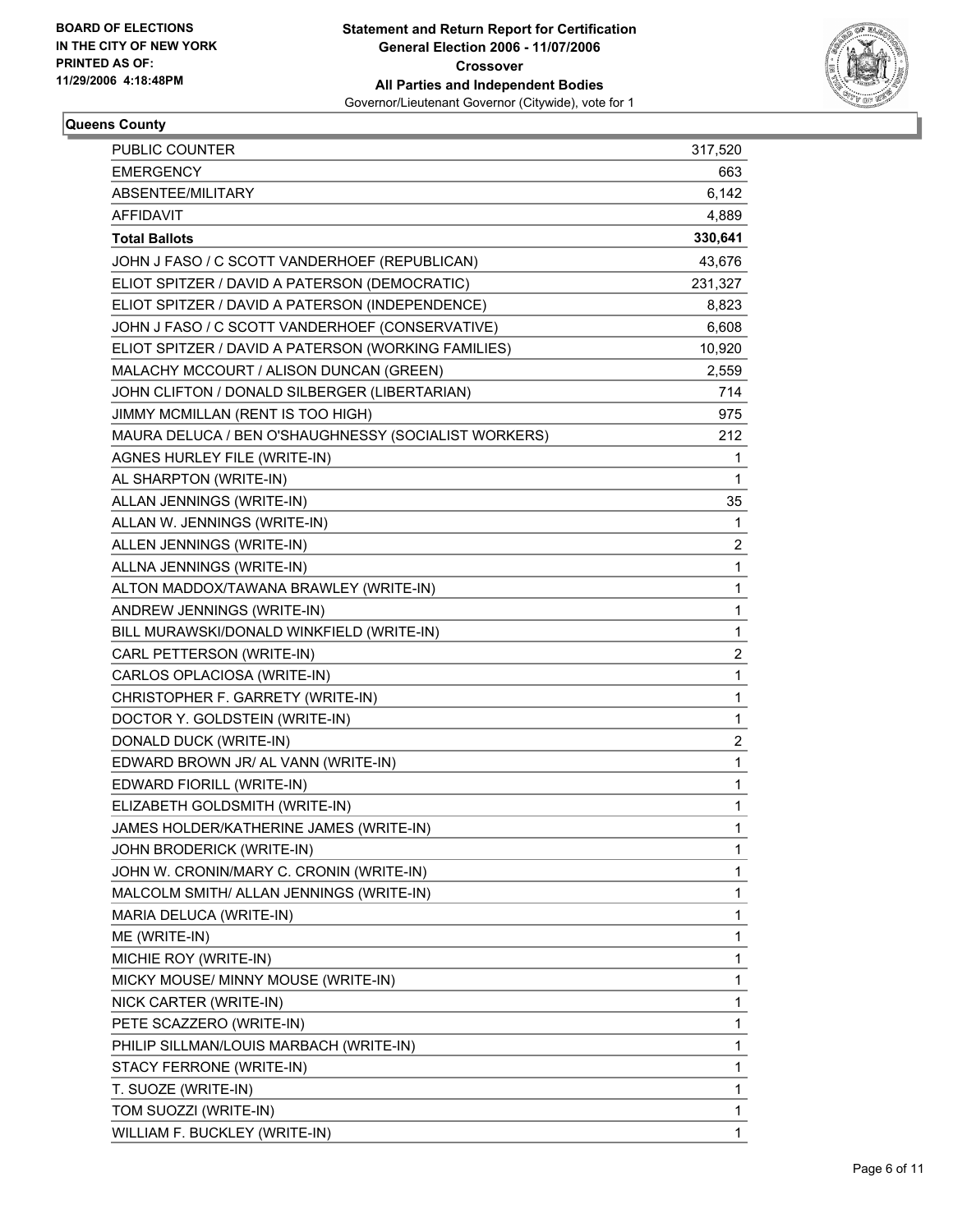**BOARD OF ELECTIONS IN THE CITY OF NEW YORK PRINTED AS OF: 11/29/2006 4:18:48PM**

**Statement and Return Report for Certification**
**General Election 2006 - 11/07/2006**
**Crossover**
**All Parties and Independent Bodies**
Governor/Lieutenant Governor (Citywide), vote for 1

**Queens County**

| | |
|---|---|
| PUBLIC COUNTER | 317,520 |
| EMERGENCY | 663 |
| ABSENTEE/MILITARY | 6,142 |
| AFFIDAVIT | 4,889 |
| **Total Ballots** | **330,641** |
| JOHN J FASO / C SCOTT VANDERHOEF (REPUBLICAN) | 43,676 |
| ELIOT SPITZER / DAVID A PATERSON (DEMOCRATIC) | 231,327 |
| ELIOT SPITZER / DAVID A PATERSON (INDEPENDENCE) | 8,823 |
| JOHN J FASO / C SCOTT VANDERHOEF (CONSERVATIVE) | 6,608 |
| ELIOT SPITZER / DAVID A PATERSON (WORKING FAMILIES) | 10,920 |
| MALACHY MCCOURT / ALISON DUNCAN (GREEN) | 2,559 |
| JOHN CLIFTON / DONALD SILBERGER (LIBERTARIAN) | 714 |
| JIMMY MCMILLAN (RENT IS TOO HIGH) | 975 |
| MAURA DELUCA / BEN O'SHAUGHNESSY (SOCIALIST WORKERS) | 212 |
| AGNES HURLEY FILE (WRITE-IN) | 1 |
| AL SHARPTON (WRITE-IN) | 1 |
| ALLAN JENNINGS (WRITE-IN) | 35 |
| ALLAN W. JENNINGS (WRITE-IN) | 1 |
| ALLEN JENNINGS (WRITE-IN) | 2 |
| ALLNA JENNINGS (WRITE-IN) | 1 |
| ALTON MADDOX/TAWANA BRAWLEY (WRITE-IN) | 1 |
| ANDREW JENNINGS (WRITE-IN) | 1 |
| BILL MURAWSKI/DONALD WINKFIELD (WRITE-IN) | 1 |
| CARL PETTERSON (WRITE-IN) | 2 |
| CARLOS OPLACIOSA (WRITE-IN) | 1 |
| CHRISTOPHER F. GARRETY (WRITE-IN) | 1 |
| DOCTOR Y. GOLDSTEIN (WRITE-IN) | 1 |
| DONALD DUCK (WRITE-IN) | 2 |
| EDWARD BROWN JR/ AL VANN (WRITE-IN) | 1 |
| EDWARD FIORILL (WRITE-IN) | 1 |
| ELIZABETH GOLDSMITH (WRITE-IN) | 1 |
| JAMES HOLDER/KATHERINE JAMES (WRITE-IN) | 1 |
| JOHN BRODERICK (WRITE-IN) | 1 |
| JOHN W. CRONIN/MARY C. CRONIN (WRITE-IN) | 1 |
| MALCOLM SMITH/ ALLAN JENNINGS (WRITE-IN) | 1 |
| MARIA DELUCA (WRITE-IN) | 1 |
| ME (WRITE-IN) | 1 |
| MICHIE ROY (WRITE-IN) | 1 |
| MICKY MOUSE/ MINNY MOUSE (WRITE-IN) | 1 |
| NICK CARTER (WRITE-IN) | 1 |
| PETE SCAZZERO (WRITE-IN) | 1 |
| PHILIP SILLMAN/LOUIS MARBACH (WRITE-IN) | 1 |
| STACY FERRONE (WRITE-IN) | 1 |
| T. SUOZE (WRITE-IN) | 1 |
| TOM SUOZZI (WRITE-IN) | 1 |
| WILLIAM F. BUCKLEY (WRITE-IN) | 1 |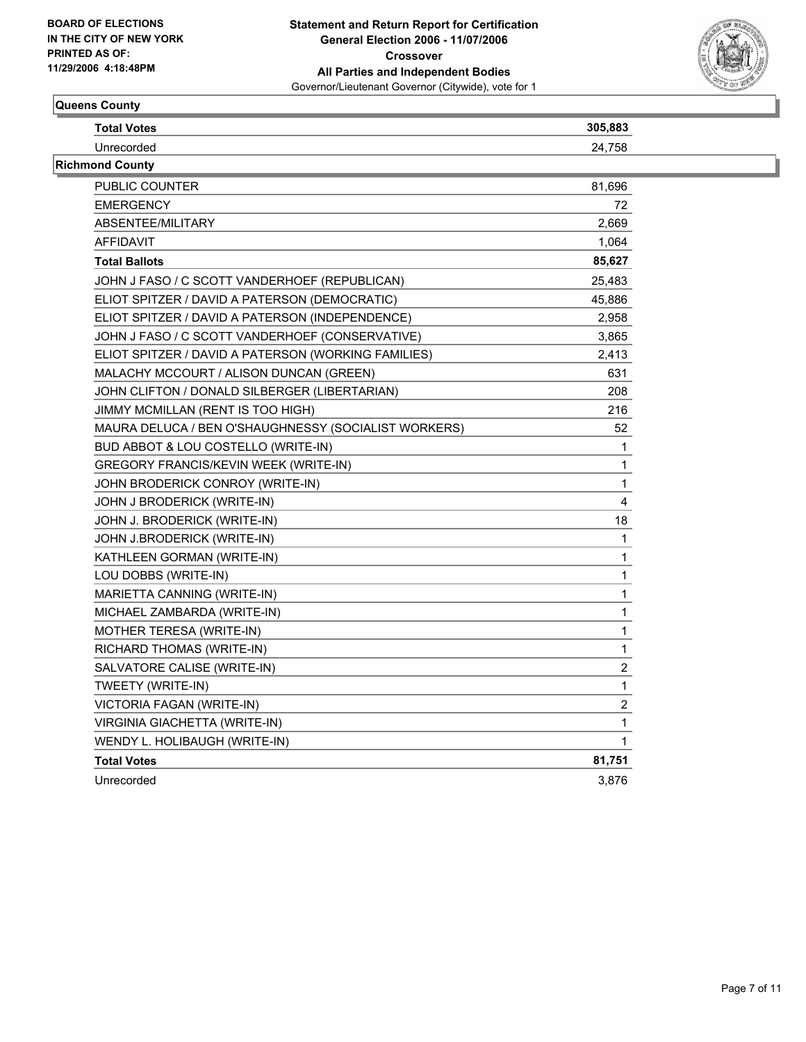### Queens County

| | |
|---|---|
| **Total Votes** | **305,883** |
| Unrecorded | 24,758 |

### Richmond County

| | |
|---|---|
| PUBLIC COUNTER | 81,696 |
| EMERGENCY | 72 |
| ABSENTEE/MILITARY | 2,669 |
| AFFIDAVIT | 1,064 |
| **Total Ballots** | **85,627** |
| JOHN J FASO / C SCOTT VANDERHOEF (REPUBLICAN) | 25,483 |
| ELIOT SPITZER / DAVID A PATERSON (DEMOCRATIC) | 45,886 |
| ELIOT SPITZER / DAVID A PATERSON (INDEPENDENCE) | 2,958 |
| JOHN J FASO / C SCOTT VANDERHOEF (CONSERVATIVE) | 3,865 |
| ELIOT SPITZER / DAVID A PATERSON (WORKING FAMILIES) | 2,413 |
| MALACHY MCCOURT / ALISON DUNCAN (GREEN) | 631 |
| JOHN CLIFTON / DONALD SILBERGER (LIBERTARIAN) | 208 |
| JIMMY MCMILLAN (RENT IS TOO HIGH) | 216 |
| MAURA DELUCA / BEN O'SHAUGHNESSY (SOCIALIST WORKERS) | 52 |
| BUD ABBOT & LOU COSTELLO (WRITE-IN) | 1 |
| GREGORY FRANCIS/KEVIN WEEK (WRITE-IN) | 1 |
| JOHN BRODERICK CONROY (WRITE-IN) | 1 |
| JOHN J BRODERICK (WRITE-IN) | 4 |
| JOHN J. BRODERICK (WRITE-IN) | 18 |
| JOHN J.BRODERICK (WRITE-IN) | 1 |
| KATHLEEN GORMAN (WRITE-IN) | 1 |
| LOU DOBBS (WRITE-IN) | 1 |
| MARIETTA CANNING (WRITE-IN) | 1 |
| MICHAEL ZAMBARDA (WRITE-IN) | 1 |
| MOTHER TERESA (WRITE-IN) | 1 |
| RICHARD THOMAS (WRITE-IN) | 1 |
| SALVATORE CALISE (WRITE-IN) | 2 |
| TWEETY (WRITE-IN) | 1 |
| VICTORIA FAGAN (WRITE-IN) | 2 |
| VIRGINIA GIACHETTA (WRITE-IN) | 1 |
| WENDY L. HOLIBAUGH (WRITE-IN) | 1 |
| **Total Votes** | **81,751** |
| Unrecorded | 3,876 |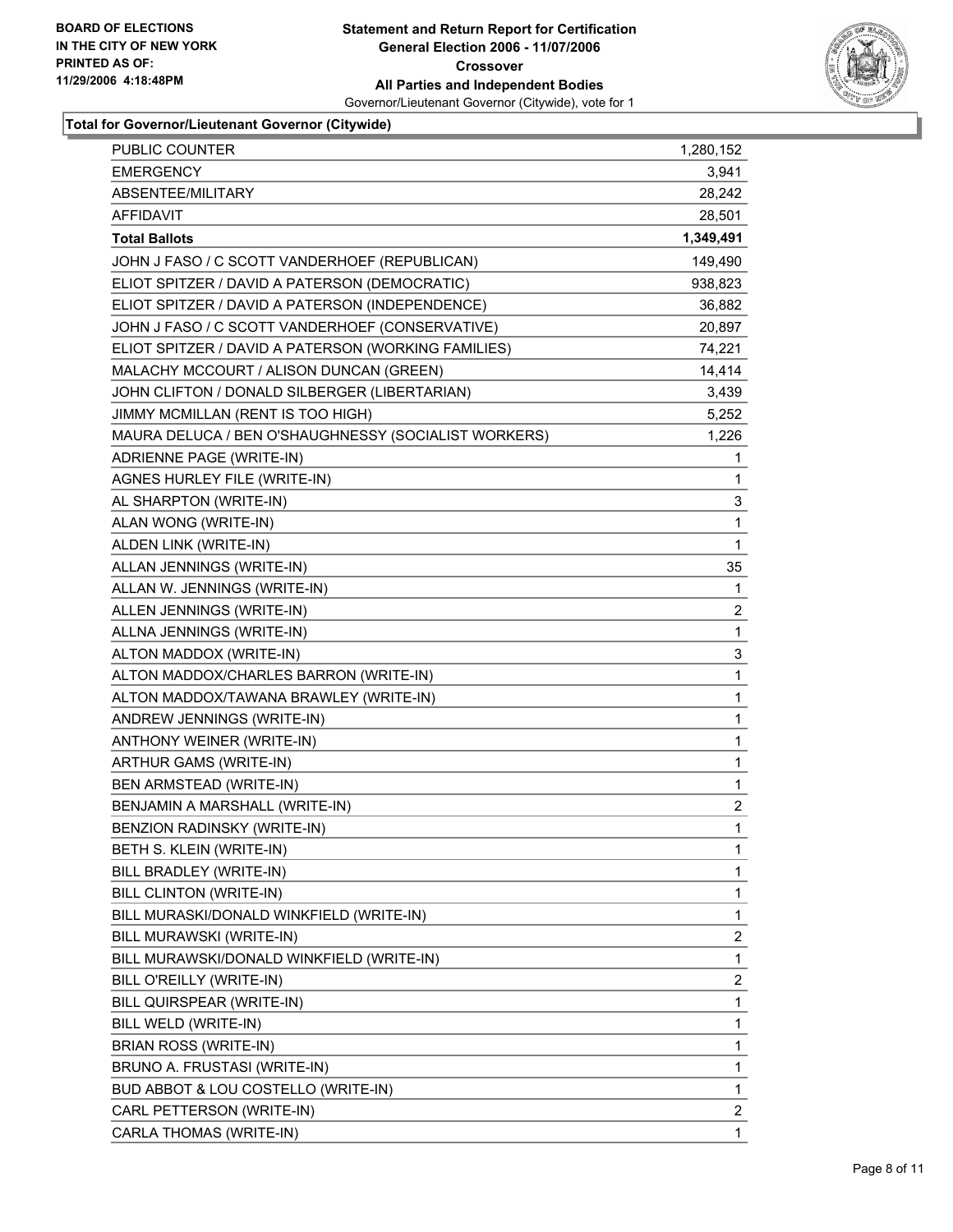**BOARD OF ELECTIONS IN THE CITY OF NEW YORK PRINTED AS OF: 11/29/2006 4:18:48PM**

# Statement and Return Report for Certification
## General Election 2006 - 11/07/2006
### Crossover
### All Parties and Independent Bodies
Governor/Lieutenant Governor (Citywide), vote for 1

**Total for Governor/Lieutenant Governor (Citywide)**

| | |
|---|---|
| PUBLIC COUNTER | 1,280,152 |
| EMERGENCY | 3,941 |
| ABSENTEE/MILITARY | 28,242 |
| AFFIDAVIT | 28,501 |
| **Total Ballots** | **1,349,491** |
| JOHN J FASO / C SCOTT VANDERHOEF (REPUBLICAN) | 149,490 |
| ELIOT SPITZER / DAVID A PATERSON (DEMOCRATIC) | 938,823 |
| ELIOT SPITZER / DAVID A PATERSON (INDEPENDENCE) | 36,882 |
| JOHN J FASO / C SCOTT VANDERHOEF (CONSERVATIVE) | 20,897 |
| ELIOT SPITZER / DAVID A PATERSON (WORKING FAMILIES) | 74,221 |
| MALACHY MCCOURT / ALISON DUNCAN (GREEN) | 14,414 |
| JOHN CLIFTON / DONALD SILBERGER (LIBERTARIAN) | 3,439 |
| JIMMY MCMILLAN (RENT IS TOO HIGH) | 5,252 |
| MAURA DELUCA / BEN O'SHAUGHNESSY (SOCIALIST WORKERS) | 1,226 |
| ADRIENNE PAGE (WRITE-IN) | 1 |
| AGNES HURLEY FILE (WRITE-IN) | 1 |
| AL SHARPTON (WRITE-IN) | 3 |
| ALAN WONG (WRITE-IN) | 1 |
| ALDEN LINK (WRITE-IN) | 1 |
| ALLAN JENNINGS (WRITE-IN) | 35 |
| ALLAN W. JENNINGS (WRITE-IN) | 1 |
| ALLEN JENNINGS (WRITE-IN) | 2 |
| ALLNA JENNINGS (WRITE-IN) | 1 |
| ALTON MADDOX (WRITE-IN) | 3 |
| ALTON MADDOX/CHARLES BARRON (WRITE-IN) | 1 |
| ALTON MADDOX/TAWANA BRAWLEY (WRITE-IN) | 1 |
| ANDREW JENNINGS (WRITE-IN) | 1 |
| ANTHONY WEINER (WRITE-IN) | 1 |
| ARTHUR GAMS (WRITE-IN) | 1 |
| BEN ARMSTEAD (WRITE-IN) | 1 |
| BENJAMIN A MARSHALL (WRITE-IN) | 2 |
| BENZION RADINSKY (WRITE-IN) | 1 |
| BETH S. KLEIN (WRITE-IN) | 1 |
| BILL BRADLEY (WRITE-IN) | 1 |
| BILL CLINTON (WRITE-IN) | 1 |
| BILL MURASKI/DONALD WINKFIELD (WRITE-IN) | 1 |
| BILL MURAWSKI (WRITE-IN) | 2 |
| BILL MURAWSKI/DONALD WINKFIELD (WRITE-IN) | 1 |
| BILL O'REILLY (WRITE-IN) | 2 |
| BILL QUIRSPEAR (WRITE-IN) | 1 |
| BILL WELD (WRITE-IN) | 1 |
| BRIAN ROSS (WRITE-IN) | 1 |
| BRUNO A. FRUSTASI (WRITE-IN) | 1 |
| BUD ABBOT & LOU COSTELLO (WRITE-IN) | 1 |
| CARL PETTERSON (WRITE-IN) | 2 |
| CARLA THOMAS (WRITE-IN) | 1 |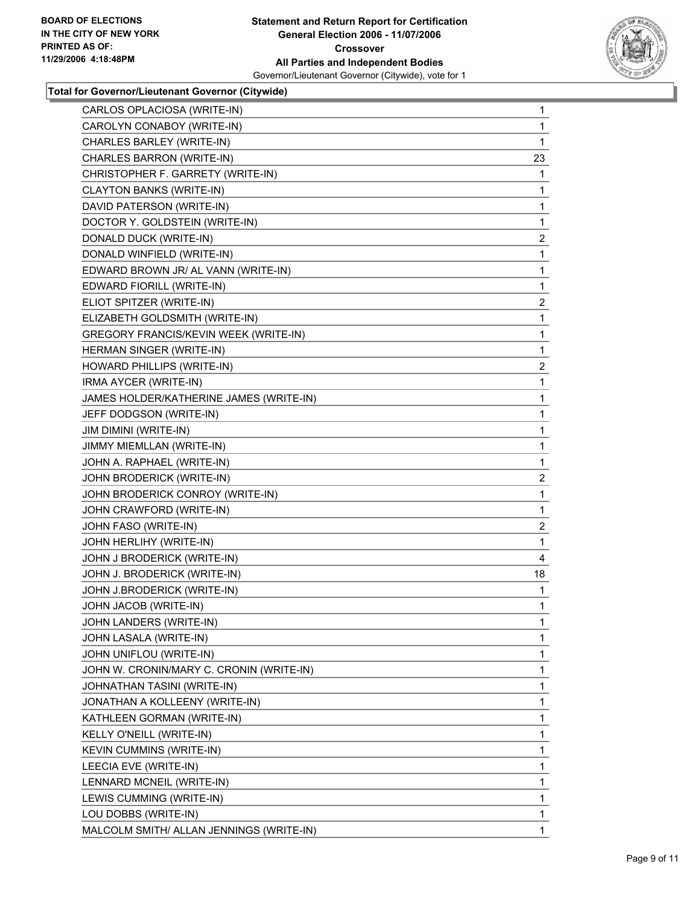**BOARD OF ELECTIONS IN THE CITY OF NEW YORK PRINTED AS OF: 11/29/2006 4:18:48PM**

**Statement and Return Report for Certification General Election 2006 - 11/07/2006 Crossover All Parties and Independent Bodies**

Governor/Lieutenant Governor (Citywide), vote for 1

### Total for Governor/Lieutenant Governor (Citywide)

| | |
|---|---|
| CARLOS OPLACIOSA (WRITE-IN) | 1 |
| CAROLYN CONABOY (WRITE-IN) | 1 |
| CHARLES BARLEY (WRITE-IN) | 1 |
| CHARLES BARRON (WRITE-IN) | 23 |
| CHRISTOPHER F. GARRETY (WRITE-IN) | 1 |
| CLAYTON BANKS (WRITE-IN) | 1 |
| DAVID PATERSON (WRITE-IN) | 1 |
| DOCTOR Y. GOLDSTEIN (WRITE-IN) | 1 |
| DONALD DUCK (WRITE-IN) | 2 |
| DONALD WINFIELD (WRITE-IN) | 1 |
| EDWARD BROWN JR/ AL VANN (WRITE-IN) | 1 |
| EDWARD FIORILL (WRITE-IN) | 1 |
| ELIOT SPITZER (WRITE-IN) | 2 |
| ELIZABETH GOLDSMITH (WRITE-IN) | 1 |
| GREGORY FRANCIS/KEVIN WEEK (WRITE-IN) | 1 |
| HERMAN SINGER (WRITE-IN) | 1 |
| HOWARD PHILLIPS (WRITE-IN) | 2 |
| IRMA AYCER (WRITE-IN) | 1 |
| JAMES HOLDER/KATHERINE JAMES (WRITE-IN) | 1 |
| JEFF DODGSON (WRITE-IN) | 1 |
| JIM DIMINI (WRITE-IN) | 1 |
| JIMMY MIEMLLAN (WRITE-IN) | 1 |
| JOHN A. RAPHAEL (WRITE-IN) | 1 |
| JOHN BRODERICK (WRITE-IN) | 2 |
| JOHN BRODERICK CONROY (WRITE-IN) | 1 |
| JOHN CRAWFORD (WRITE-IN) | 1 |
| JOHN FASO (WRITE-IN) | 2 |
| JOHN HERLIHY (WRITE-IN) | 1 |
| JOHN J BRODERICK (WRITE-IN) | 4 |
| JOHN J. BRODERICK (WRITE-IN) | 18 |
| JOHN J.BRODERICK (WRITE-IN) | 1 |
| JOHN JACOB (WRITE-IN) | 1 |
| JOHN LANDERS (WRITE-IN) | 1 |
| JOHN LASALA (WRITE-IN) | 1 |
| JOHN UNIFLOU (WRITE-IN) | 1 |
| JOHN W. CRONIN/MARY C. CRONIN (WRITE-IN) | 1 |
| JOHNATHAN TASINI (WRITE-IN) | 1 |
| JONATHAN A KOLLEENY (WRITE-IN) | 1 |
| KATHLEEN GORMAN (WRITE-IN) | 1 |
| KELLY O'NEILL (WRITE-IN) | 1 |
| KEVIN CUMMINS (WRITE-IN) | 1 |
| LEECIA EVE (WRITE-IN) | 1 |
| LENNARD MCNEIL (WRITE-IN) | 1 |
| LEWIS CUMMING (WRITE-IN) | 1 |
| LOU DOBBS (WRITE-IN) | 1 |
| MALCOLM SMITH/ ALLAN JENNINGS (WRITE-IN) | 1 |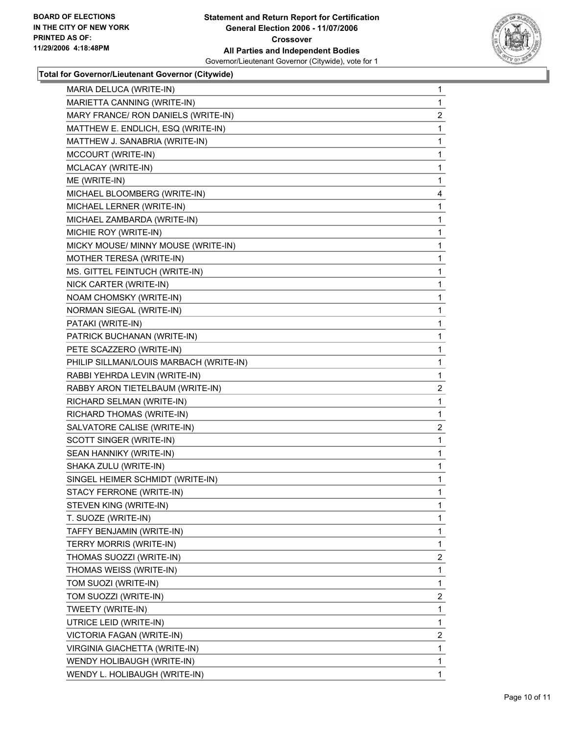**BOARD OF ELECTIONS IN THE CITY OF NEW YORK PRINTED AS OF: 11/29/2006 4:18:48PM**

**Statement and Return Report for Certification General Election 2006 - 11/07/2006 Crossover All Parties and Independent Bodies**

Governor/Lieutenant Governor (Citywide), vote for 1

### Total for Governor/Lieutenant Governor (Citywide)

| Candidate | Votes |
|---|---|
| MARIA DELUCA (WRITE-IN) | 1 |
| MARIETTA CANNING (WRITE-IN) | 1 |
| MARY FRANCE/ RON DANIELS (WRITE-IN) | 2 |
| MATTHEW E. ENDLICH, ESQ (WRITE-IN) | 1 |
| MATTHEW J. SANABRIA (WRITE-IN) | 1 |
| MCCOURT (WRITE-IN) | 1 |
| MCLACAY (WRITE-IN) | 1 |
| ME (WRITE-IN) | 1 |
| MICHAEL BLOOMBERG (WRITE-IN) | 4 |
| MICHAEL LERNER (WRITE-IN) | 1 |
| MICHAEL ZAMBARDA (WRITE-IN) | 1 |
| MICHIE ROY (WRITE-IN) | 1 |
| MICKY MOUSE/ MINNY MOUSE (WRITE-IN) | 1 |
| MOTHER TERESA (WRITE-IN) | 1 |
| MS. GITTEL FEINTUCH (WRITE-IN) | 1 |
| NICK CARTER (WRITE-IN) | 1 |
| NOAM CHOMSKY (WRITE-IN) | 1 |
| NORMAN SIEGAL (WRITE-IN) | 1 |
| PATAKI (WRITE-IN) | 1 |
| PATRICK BUCHANAN (WRITE-IN) | 1 |
| PETE SCAZZERO (WRITE-IN) | 1 |
| PHILIP SILLMAN/LOUIS MARBACH (WRITE-IN) | 1 |
| RABBI YEHRDA LEVIN (WRITE-IN) | 1 |
| RABBY ARON TIETELBAUM (WRITE-IN) | 2 |
| RICHARD SELMAN (WRITE-IN) | 1 |
| RICHARD THOMAS (WRITE-IN) | 1 |
| SALVATORE CALISE (WRITE-IN) | 2 |
| SCOTT SINGER (WRITE-IN) | 1 |
| SEAN HANNIKY (WRITE-IN) | 1 |
| SHAKA ZULU (WRITE-IN) | 1 |
| SINGEL HEIMER SCHMIDT (WRITE-IN) | 1 |
| STACY FERRONE (WRITE-IN) | 1 |
| STEVEN KING (WRITE-IN) | 1 |
| T. SUOZE (WRITE-IN) | 1 |
| TAFFY BENJAMIN (WRITE-IN) | 1 |
| TERRY MORRIS (WRITE-IN) | 1 |
| THOMAS SUOZZI (WRITE-IN) | 2 |
| THOMAS WEISS (WRITE-IN) | 1 |
| TOM SUOZI (WRITE-IN) | 1 |
| TOM SUOZZI (WRITE-IN) | 2 |
| TWEETY (WRITE-IN) | 1 |
| UTRICE LEID (WRITE-IN) | 1 |
| VICTORIA FAGAN (WRITE-IN) | 2 |
| VIRGINIA GIACHETTA (WRITE-IN) | 1 |
| WENDY HOLIBAUGH (WRITE-IN) | 1 |
| WENDY L. HOLIBAUGH (WRITE-IN) | 1 |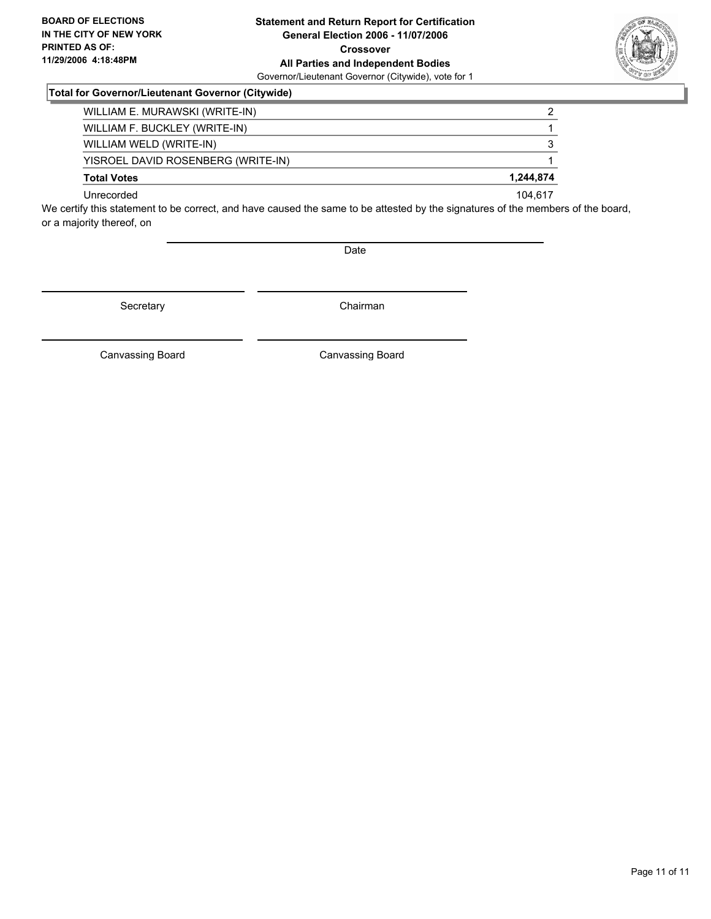**BOARD OF ELECTIONS IN THE CITY OF NEW YORK PRINTED AS OF: 11/29/2006 4:18:48PM**

**Statement and Return Report for Certification**
**General Election 2006 - 11/07/2006**
**Crossover**
**All Parties and Independent Bodies**
Governor/Lieutenant Governor (Citywide), vote for 1

**Total for Governor/Lieutenant Governor (Citywide)**

| | |
|---|---|
| WILLIAM E. MURAWSKI (WRITE-IN) | 2 |
| WILLIAM F. BUCKLEY (WRITE-IN) | 1 |
| WILLIAM WELD (WRITE-IN) | 3 |
| YISROEL DAVID ROSENBERG (WRITE-IN) | 1 |
| **Total Votes** | **1,244,874** |
| Unrecorded | 104,617 |

We certify this statement to be correct, and have caused the same to be attested by the signatures of the members of the board, or a majority thereof, on

Date

Secretary

Chairman

Canvassing Board

Canvassing Board